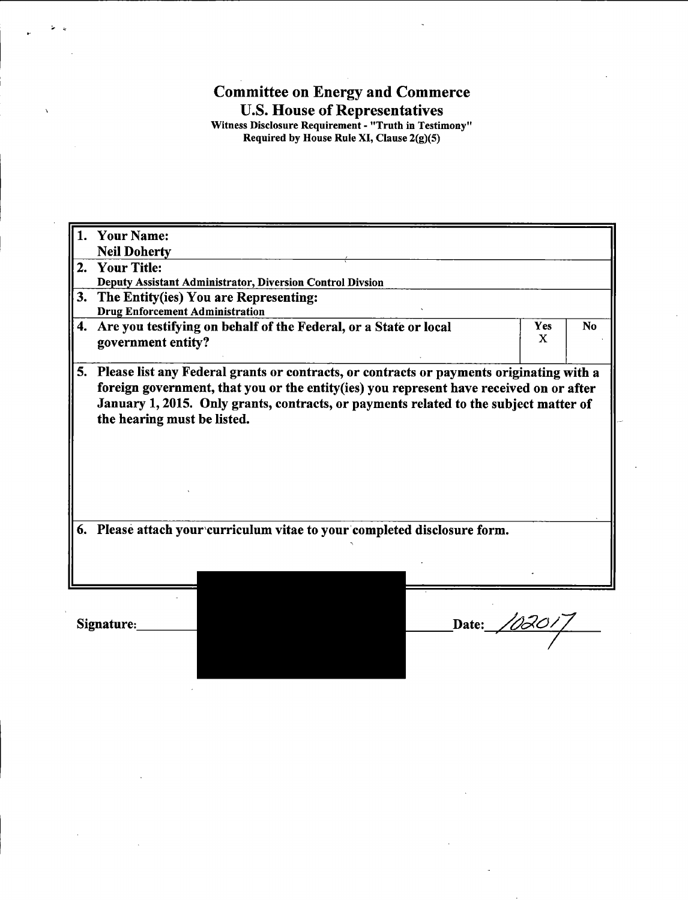# Committee on Energy and Commerce

## U.S. House of Representatives

**Witness Disclosure Requirement - "Truth in Testimony"**
**Required by House Rule XI, Clause 2(g)(5)**

| | | Yes | No |
|---|---|---|---|
| **1.** | **Your Name:** Neil Doherty | | |
| **2.** | **Your Title:** Deputy Assistant Administrator, Diversion Control Divsion | | |
| **3.** | **The Entity(ies) You are Representing:** Drug Enforcement Administration | | |
| **4.** | **Are you testifying on behalf of the Federal, or a State or local government entity?** | X | |
| **5.** | **Please list any Federal grants or contracts, or contracts or payments originating with a foreign government, that you or the entity(ies) you represent have received on or after January 1, 2015. Only grants, contracts, or payments related to the subject matter of the hearing must be listed.** | | |
| **6.** | **Please attach your curriculum vitae to your completed disclosure form.** | | |

**Signature:** ____________________ **Date:** 102017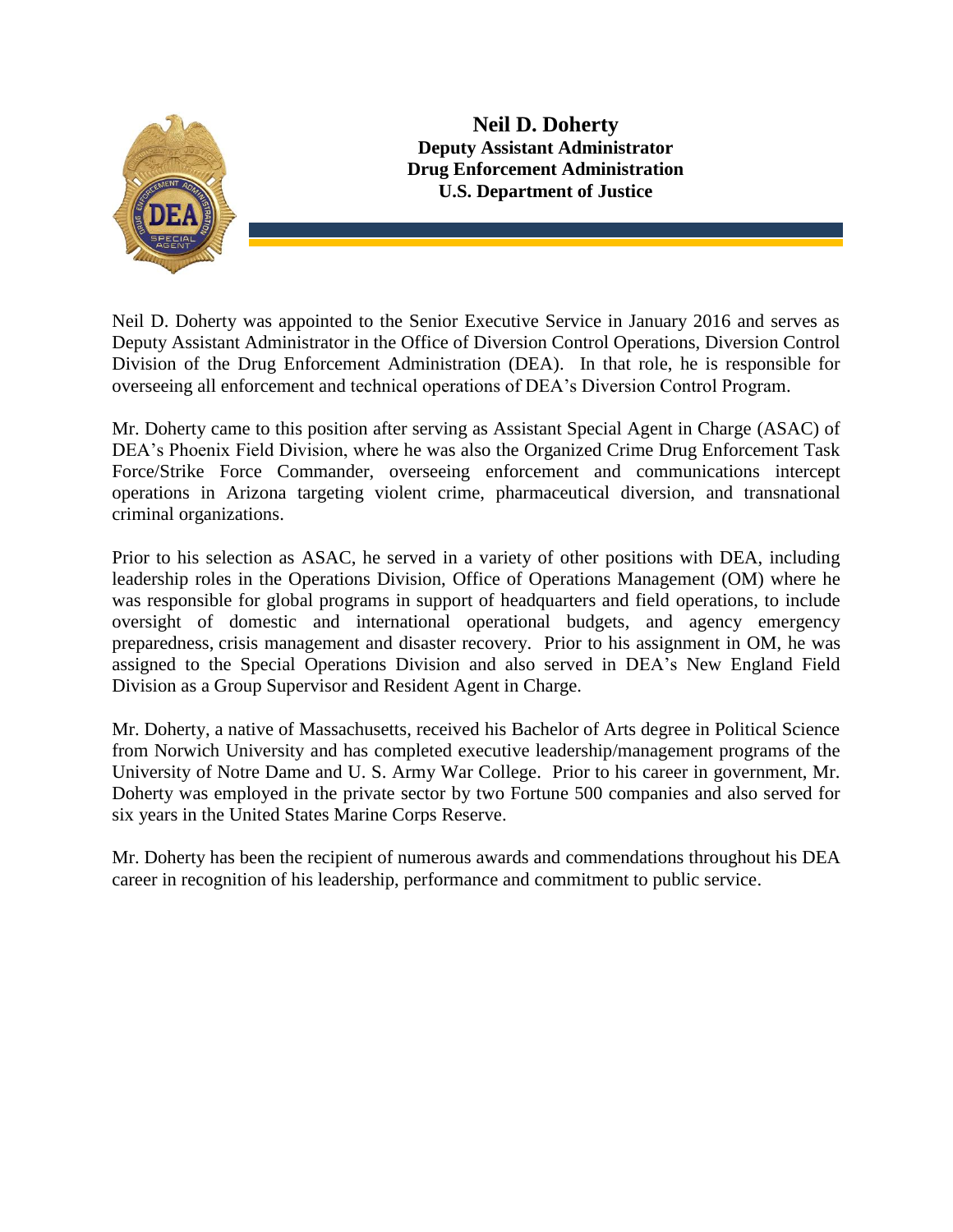# Neil D. Doherty

**Deputy Assistant Administrator**
**Drug Enforcement Administration**
**U.S. Department of Justice**

Neil D. Doherty was appointed to the Senior Executive Service in January 2016 and serves as Deputy Assistant Administrator in the Office of Diversion Control Operations, Diversion Control Division of the Drug Enforcement Administration (DEA). In that role, he is responsible for overseeing all enforcement and technical operations of DEA's Diversion Control Program.

Mr. Doherty came to this position after serving as Assistant Special Agent in Charge (ASAC) of DEA's Phoenix Field Division, where he was also the Organized Crime Drug Enforcement Task Force/Strike Force Commander, overseeing enforcement and communications intercept operations in Arizona targeting violent crime, pharmaceutical diversion, and transnational criminal organizations.

Prior to his selection as ASAC, he served in a variety of other positions with DEA, including leadership roles in the Operations Division, Office of Operations Management (OM) where he was responsible for global programs in support of headquarters and field operations, to include oversight of domestic and international operational budgets, and agency emergency preparedness, crisis management and disaster recovery. Prior to his assignment in OM, he was assigned to the Special Operations Division and also served in DEA's New England Field Division as a Group Supervisor and Resident Agent in Charge.

Mr. Doherty, a native of Massachusetts, received his Bachelor of Arts degree in Political Science from Norwich University and has completed executive leadership/management programs of the University of Notre Dame and U. S. Army War College. Prior to his career in government, Mr. Doherty was employed in the private sector by two Fortune 500 companies and also served for six years in the United States Marine Corps Reserve.

Mr. Doherty has been the recipient of numerous awards and commendations throughout his DEA career in recognition of his leadership, performance and commitment to public service.